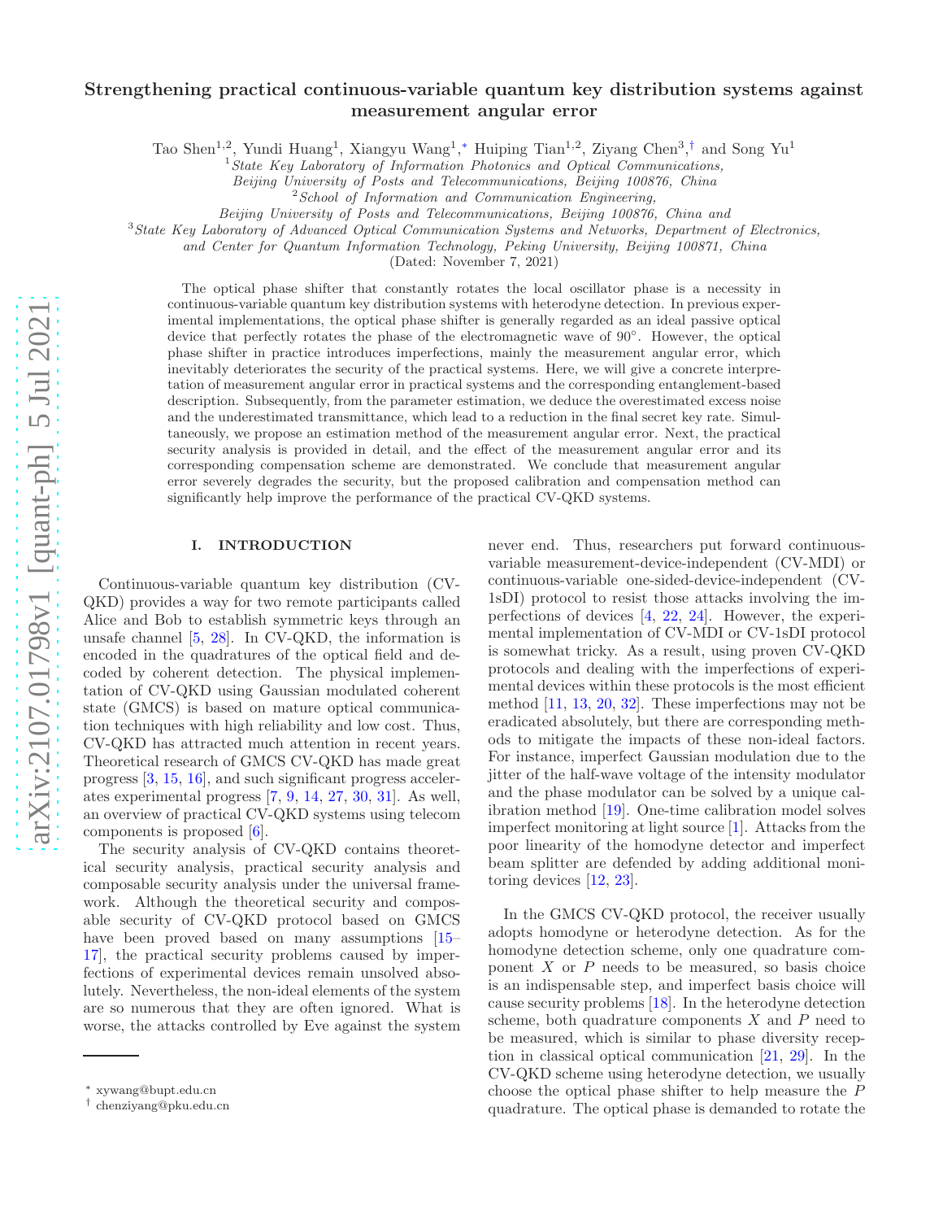# Strengthening practical continuous-variable quantum key distribution systems against measurement angular error

Tao Shen[1,2], Yundi Huang[1], Xiangyu Wang[1,*] Huiping Tian[1,2], Ziyang Chen[3,†] and Song Yu[1]

[1] *State Key Laboratory of Information Photonics and Optical Communications, Beijing University of Posts and Telecommunications, Beijing 100876, China*

[2] *School of Information and Communication Engineering, Beijing University of Posts and Telecommunications, Beijing 100876, China and*

[3] *State Key Laboratory of Advanced Optical Communication Systems and Networks, Department of Electronics, and Center for Quantum Information Technology, Peking University, Beijing 100871, China*

(Dated: November 7, 2021)

The optical phase shifter that constantly rotates the local oscillator phase is a necessity in continuous-variable quantum key distribution systems with heterodyne detection. In previous experimental implementations, the optical phase shifter is generally regarded as an ideal passive optical device that perfectly rotates the phase of the electromagnetic wave of 90°. However, the optical phase shifter in practice introduces imperfections, mainly the measurement angular error, which inevitably deteriorates the security of the practical systems. Here, we will give a concrete interpretation of measurement angular error in practical systems and the corresponding entanglement-based description. Subsequently, from the parameter estimation, we deduce the overestimated excess noise and the underestimated transmittance, which lead to a reduction in the final secret key rate. Simultaneously, we propose an estimation method of the measurement angular error. Next, the practical security analysis is provided in detail, and the effect of the measurement angular error and its corresponding compensation scheme are demonstrated. We conclude that measurement angular error severely degrades the security, but the proposed calibration and compensation method can significantly help improve the performance of the practical CV-QKD systems.

## I. INTRODUCTION

Continuous-variable quantum key distribution (CV-QKD) provides a way for two remote participants called Alice and Bob to establish symmetric keys through an unsafe channel [5, 28]. In CV-QKD, the information is encoded in the quadratures of the optical field and decoded by coherent detection. The physical implementation of CV-QKD using Gaussian modulated coherent state (GMCS) is based on mature optical communication techniques with high reliability and low cost. Thus, CV-QKD has attracted much attention in recent years. Theoretical research of GMCS CV-QKD has made great progress [3, 15, 16], and such significant progress accelerates experimental progress [7, 9, 14, 27, 30, 31]. As well, an overview of practical CV-QKD systems using telecom components is proposed [6].

The security analysis of CV-QKD contains theoretical security analysis, practical security analysis and composable security analysis under the universal framework. Although the theoretical security and composable security of CV-QKD protocol based on GMCS have been proved based on many assumptions [15–17], the practical security problems caused by imperfections of experimental devices remain unsolved absolutely. Nevertheless, the non-ideal elements of the system are so numerous that they are often ignored. What is worse, the attacks controlled by Eve against the system never end. Thus, researchers put forward continuous-variable measurement-device-independent (CV-MDI) or continuous-variable one-sided-device-independent (CV-1sDI) protocol to resist those attacks involving the imperfections of devices [4, 22, 24]. However, the experimental implementation of CV-MDI or CV-1sDI protocol is somewhat tricky. As a result, using proven CV-QKD protocols and dealing with the imperfections of experimental devices within these protocols is the most efficient method [11, 13, 20, 32]. These imperfections may not be eradicated absolutely, but there are corresponding methods to mitigate the impacts of these non-ideal factors. For instance, imperfect Gaussian modulation due to the jitter of the half-wave voltage of the intensity modulator and the phase modulator can be solved by a unique calibration method [19]. One-time calibration model solves imperfect monitoring at light source [1]. Attacks from the poor linearity of the homodyne detector and imperfect beam splitter are defended by adding additional monitoring devices [12, 23].

In the GMCS CV-QKD protocol, the receiver usually adopts homodyne or heterodyne detection. As for the homodyne detection scheme, only one quadrature component $X$ or $P$ needs to be measured, so basis choice is an indispensable step, and imperfect basis choice will cause security problems [18]. In the heterodyne detection scheme, both quadrature components $X$ and $P$ need to be measured, which is similar to phase diversity reception in classical optical communication [21, 29]. In the CV-QKD scheme using heterodyne detection, we usually choose the optical phase shifter to help measure the $P$ quadrature. The optical phase is demanded to rotate the

* xywang@bupt.edu.cn

† chenziyang@pku.edu.cn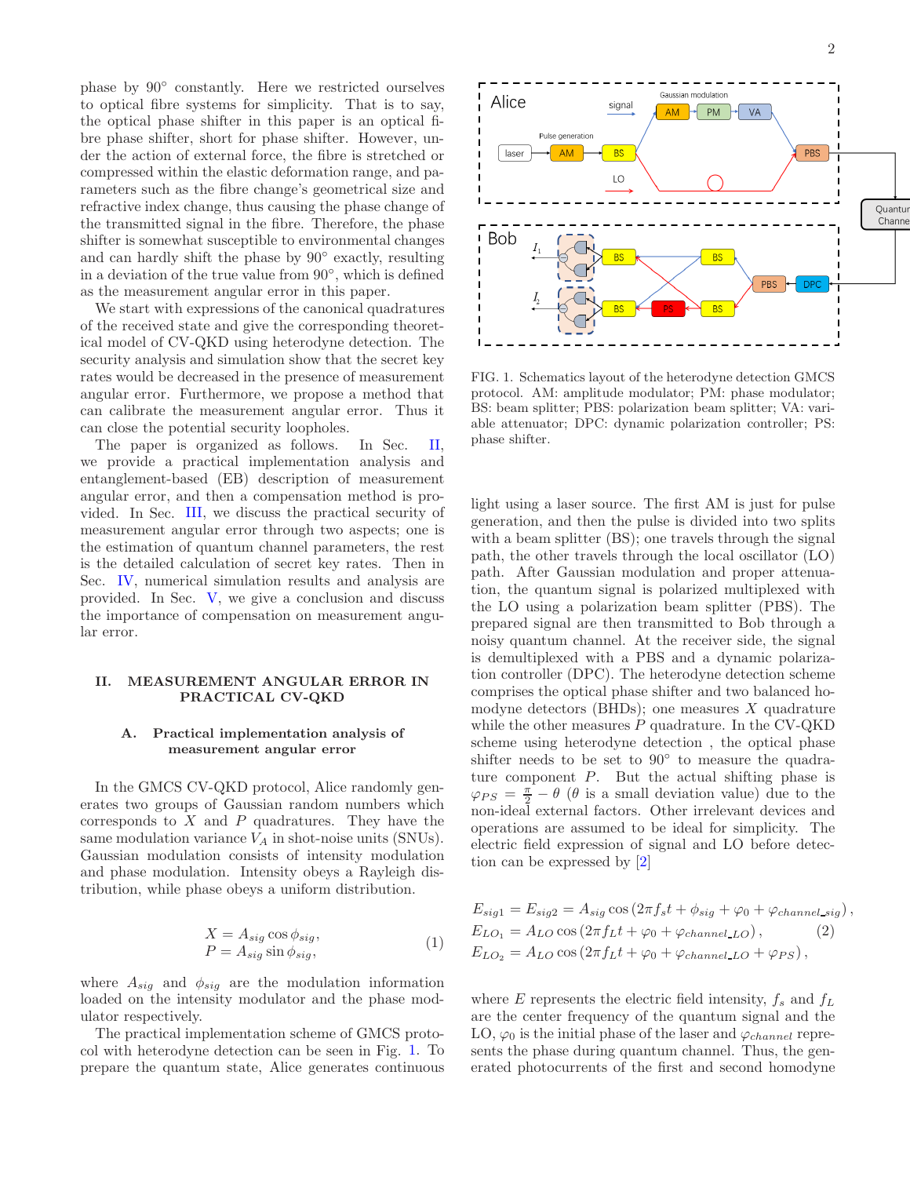phase by 90° constantly. Here we restricted ourselves to optical fibre systems for simplicity. That is to say, the optical phase shifter in this paper is an optical fibre phase shifter, short for phase shifter. However, under the action of external force, the fibre is stretched or compressed within the elastic deformation range, and parameters such as the fibre change's geometrical size and refractive index change, thus causing the phase change of the transmitted signal in the fibre. Therefore, the phase shifter is somewhat susceptible to environmental changes and can hardly shift the phase by 90° exactly, resulting in a deviation of the true value from 90°, which is defined as the measurement angular error in this paper.

We start with expressions of the canonical quadratures of the received state and give the corresponding theoretical model of CV-QKD using heterodyne detection. The security analysis and simulation show that the secret key rates would be decreased in the presence of measurement angular error. Furthermore, we propose a method that can calibrate the measurement angular error. Thus it can close the potential security loopholes.

The paper is organized as follows. In Sec. II, we provide a practical implementation analysis and entanglement-based (EB) description of measurement angular error, and then a compensation method is provided. In Sec. III, we discuss the practical security of measurement angular error through two aspects; one is the estimation of quantum channel parameters, the rest is the detailed calculation of secret key rates. Then in Sec. IV, numerical simulation results and analysis are provided. In Sec. V, we give a conclusion and discuss the importance of compensation on measurement angular error.

## II. MEASUREMENT ANGULAR ERROR IN PRACTICAL CV-QKD

### A. Practical implementation analysis of measurement angular error

In the GMCS CV-QKD protocol, Alice randomly generates two groups of Gaussian random numbers which corresponds to $X$ and $P$ quadratures. They have the same modulation variance $V_A$ in shot-noise units (SNUs). Gaussian modulation consists of intensity modulation and phase modulation. Intensity obeys a Rayleigh distribution, while phase obeys a uniform distribution.

$$
\begin{aligned}
X &= A_{sig}\cos\phi_{sig},\\
P &= A_{sig}\sin\phi_{sig},
\end{aligned}
\tag{1}
$$

where $A_{sig}$ and $\phi_{sig}$ are the modulation information loaded on the intensity modulator and the phase modulator respectively.

The practical implementation scheme of GMCS protocol with heterodyne detection can be seen in Fig. 1. To prepare the quantum state, Alice generates continuous light using a laser source. The first AM is just for pulse generation, and then the pulse is divided into two splits with a beam splitter (BS); one travels through the signal path, the other travels through the local oscillator (LO) path. After Gaussian modulation and proper attenuation, the quantum signal is polarized multiplexed with the LO using a polarization beam splitter (PBS). The prepared signal are then transmitted to Bob through a noisy quantum channel. At the receiver side, the signal is demultiplexed with a PBS and a dynamic polarization controller (DPC). The heterodyne detection scheme comprises the optical phase shifter and two balanced homodyne detectors (BHDs); one measures $X$ quadrature while the other measures $P$ quadrature. In the CV-QKD scheme using heterodyne detection , the optical phase shifter needs to be set to 90° to measure the quadrature component $P$. But the actual shifting phase is $\varphi_{PS} = \frac{\pi}{2} - \theta$ ($\theta$ is a small deviation value) due to the non-ideal external factors. Other irrelevant devices and operations are assumed to be ideal for simplicity. The electric field expression of signal and LO before detection can be expressed by [2]

FIG. 1. Schematics layout of the heterodyne detection GMCS protocol. AM: amplitude modulator; PM: phase modulator; BS: beam splitter; PBS: polarization beam splitter; VA: variable attenuator; DPC: dynamic polarization controller; PS: phase shifter.

$$
\begin{aligned}
E_{sig1} = E_{sig2} &= A_{sig}\cos\left(2\pi f_s t + \phi_{sig} + \varphi_0 + \varphi_{channel\_sig}\right),\\
E_{LO_1} &= A_{LO}\cos\left(2\pi f_L t + \varphi_0 + \varphi_{channel\_LO}\right),\\
E_{LO_2} &= A_{LO}\cos\left(2\pi f_L t + \varphi_0 + \varphi_{channel\_LO} + \varphi_{PS}\right),
\end{aligned}
\tag{2}
$$

where $E$ represents the electric field intensity, $f_s$ and $f_L$ are the center frequency of the quantum signal and the LO, $\varphi_0$ is the initial phase of the laser and $\varphi_{channel}$ represents the phase during quantum channel. Thus, the generated photocurrents of the first and second homodyne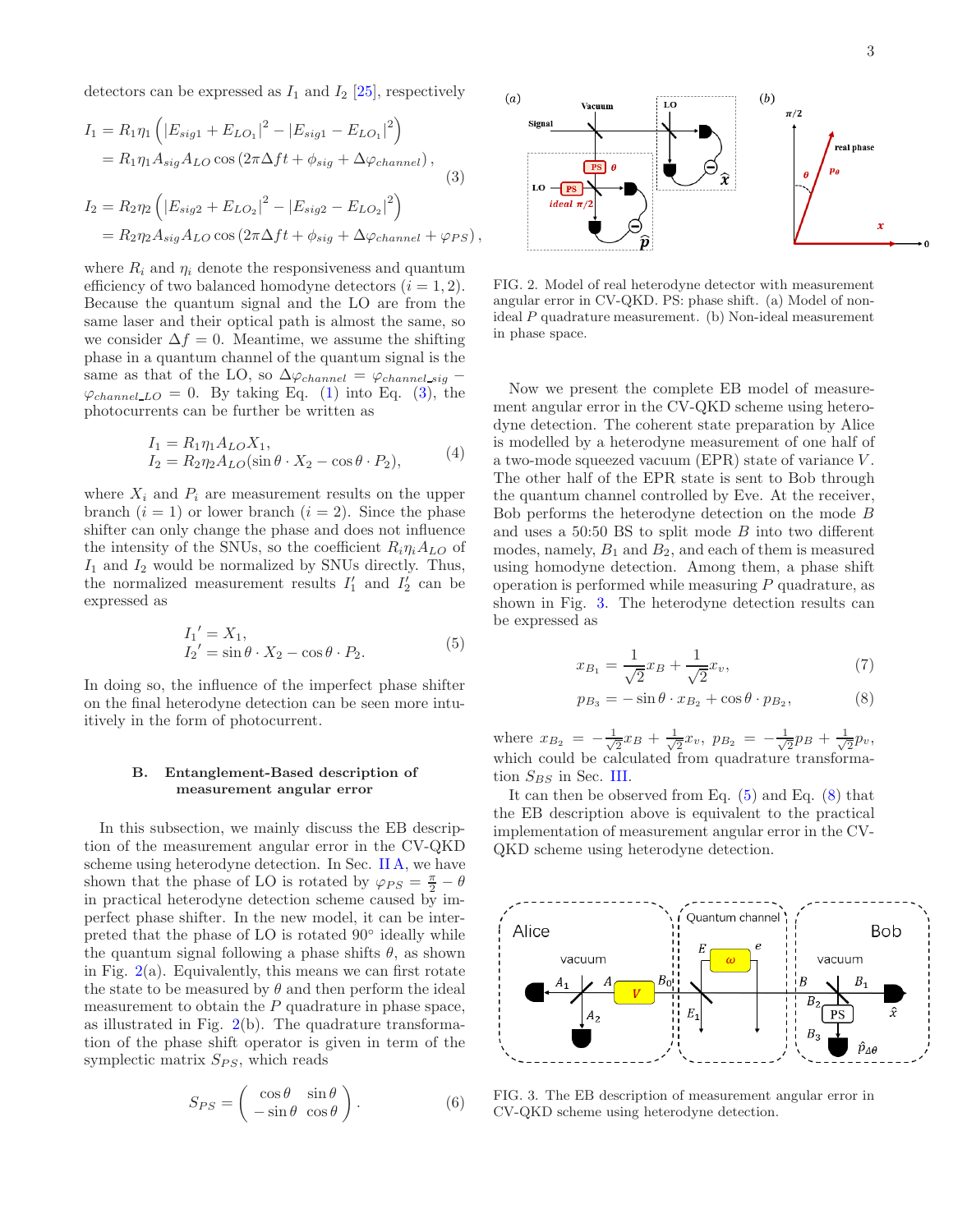detectors can be expressed as $I_1$ and $I_2$ [25], respectively

$$
\begin{aligned}
I_1 &= R_1\eta_1\left(|E_{sig1}+E_{LO_1}|^2 - |E_{sig1}-E_{LO_1}|^2\right) \\
&= R_1\eta_1 A_{sig}A_{LO}\cos\left(2\pi\Delta f t + \phi_{sig} + \Delta\varphi_{channel}\right), \\
I_2 &= R_2\eta_2\left(|E_{sig2}+E_{LO_2}|^2 - |E_{sig2}-E_{LO_2}|^2\right) \\
&= R_2\eta_2 A_{sig}A_{LO}\cos\left(2\pi\Delta f t + \phi_{sig} + \Delta\varphi_{channel} + \varphi_{PS}\right),
\end{aligned}
\tag{3}
$$

where $R_i$ and $\eta_i$ denote the responsiveness and quantum efficiency of two balanced homodyne detectors ($i = 1, 2$). Because the quantum signal and the LO are from the same laser and their optical path is almost the same, so we consider $\Delta f = 0$. Meantime, we assume the shifting phase in a quantum channel of the quantum signal is the same as that of the LO, so $\Delta\varphi_{channel} = \varphi_{channel\_sig} - \varphi_{channel\_LO} = 0$. By taking Eq. (1) into Eq. (3), the photocurrents can be further be written as

$$
\begin{aligned}
I_1 &= R_1\eta_1 A_{LO} X_1, \\
I_2 &= R_2\eta_2 A_{LO}(\sin\theta\cdot X_2 - \cos\theta\cdot P_2),
\end{aligned}
\tag{4}
$$

where $X_i$ and $P_i$ are measurement results on the upper branch ($i = 1$) or lower branch ($i = 2$). Since the phase shifter can only change the phase and does not influence the intensity of the SNUs, so the coefficient $R_i\eta_i A_{LO}$ of $I_1$ and $I_2$ would be normalized by SNUs directly. Thus, the normalized measurement results $I_1'$ and $I_2'$ can be expressed as

$$
\begin{aligned}
I_1' &= X_1, \\
I_2' &= \sin\theta\cdot X_2 - \cos\theta\cdot P_2.
\end{aligned}
\tag{5}
$$

In doing so, the influence of the imperfect phase shifter on the final heterodyne detection can be seen more intuitively in the form of photocurrent.

### B. Entanglement-Based description of measurement angular error

In this subsection, we mainly discuss the EB description of the measurement angular error in the CV-QKD scheme using heterodyne detection. In Sec. II A, we have shown that the phase of LO is rotated by $\varphi_{PS} = \frac{\pi}{2} - \theta$ in practical heterodyne detection scheme caused by imperfect phase shifter. In the new model, it can be interpreted that the phase of LO is rotated 90° ideally while the quantum signal following a phase shifts $\theta$, as shown in Fig. 2(a). Equivalently, this means we can first rotate the state to be measured by $\theta$ and then perform the ideal measurement to obtain the $P$ quadrature in phase space, as illustrated in Fig. 2(b). The quadrature transformation of the phase shift operator is given in term of the symplectic matrix $S_{PS}$, which reads

$$
S_{PS} = \begin{pmatrix} \cos\theta & \sin\theta \\ -\sin\theta & \cos\theta \end{pmatrix}.
\tag{6}
$$

FIG. 2. Model of real heterodyne detector with measurement angular error in CV-QKD. PS: phase shift. (a) Model of non-ideal $P$ quadrature measurement. (b) Non-ideal measurement in phase space.

Now we present the complete EB model of measurement angular error in the CV-QKD scheme using heterodyne detection. The coherent state preparation by Alice is modelled by a heterodyne measurement of one half of a two-mode squeezed vacuum (EPR) state of variance $V$. The other half of the EPR state is sent to Bob through the quantum channel controlled by Eve. At the receiver, Bob performs the heterodyne detection on the mode $B$ and uses a 50:50 BS to split mode $B$ into two different modes, namely, $B_1$ and $B_2$, and each of them is measured using homodyne detection. Among them, a phase shift operation is performed while measuring $P$ quadrature, as shown in Fig. 3. The heterodyne detection results can be expressed as

$$
x_{B_1} = \frac{1}{\sqrt{2}}x_B + \frac{1}{\sqrt{2}}x_v,
\tag{7}
$$

$$
p_{B_3} = -\sin\theta\cdot x_{B_2} + \cos\theta\cdot p_{B_2},
\tag{8}
$$

where $x_{B_2} = -\frac{1}{\sqrt{2}}x_B + \frac{1}{\sqrt{2}}x_v$, $p_{B_2} = -\frac{1}{\sqrt{2}}p_B + \frac{1}{\sqrt{2}}p_v$, which could be calculated from quadrature transformation $S_{BS}$ in Sec. III.

It can then be observed from Eq. (5) and Eq. (8) that the EB description above is equivalent to the practical implementation of measurement angular error in the CV-QKD scheme using heterodyne detection.

FIG. 3. The EB description of measurement angular error in CV-QKD scheme using heterodyne detection.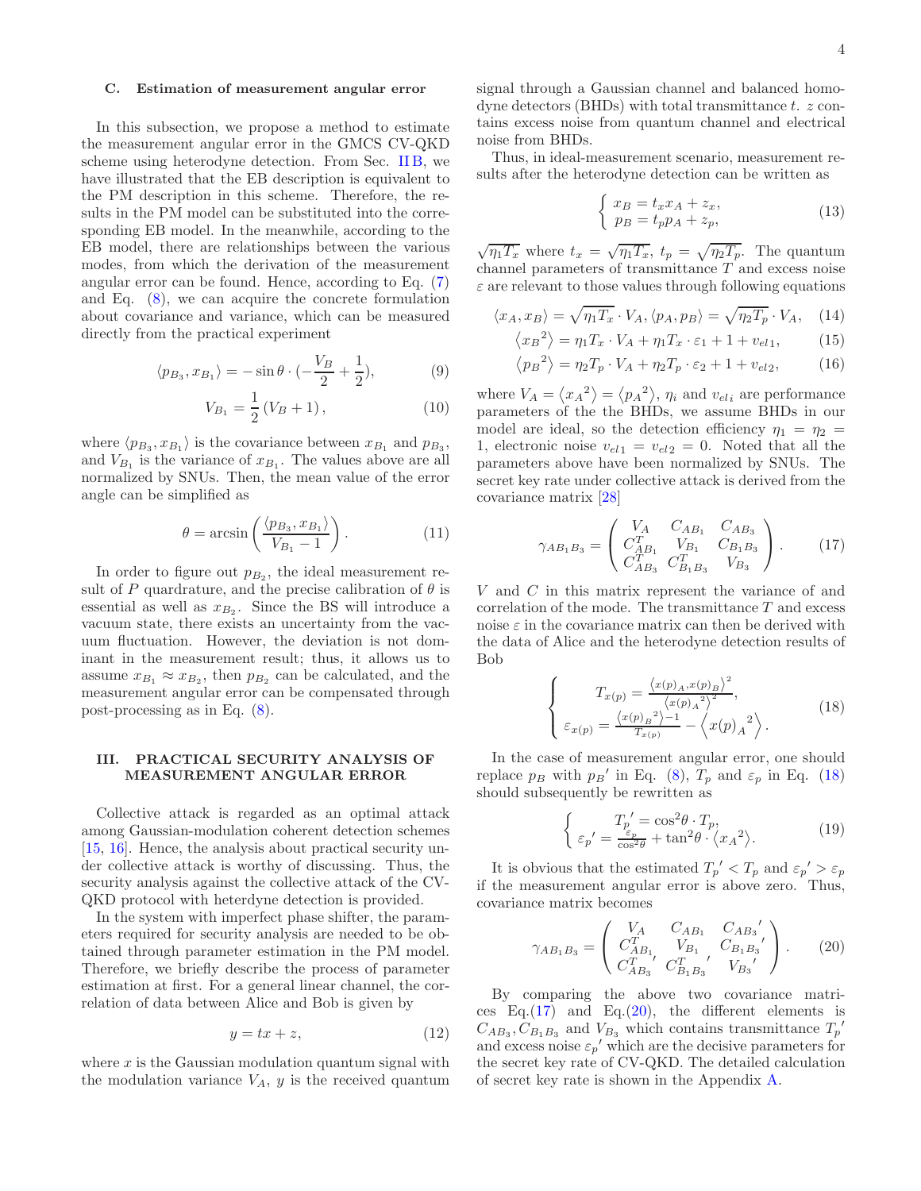### C. Estimation of measurement angular error

In this subsection, we propose a method to estimate the measurement angular error in the GMCS CV-QKD scheme using heterodyne detection. From Sec. II B, we have illustrated that the EB description is equivalent to the PM description in this scheme. Therefore, the results in the PM model can be substituted into the corresponding EB model. In the meanwhile, according to the EB model, there are relationships between the various modes, from which the derivation of the measurement angular error can be found. Hence, according to Eq. (7) and Eq. (8), we can acquire the concrete formulation about covariance and variance, which can be measured directly from the practical experiment

$$\langle p_{B_3}, x_{B_1} \rangle = -\sin\theta \cdot (-\frac{V_B}{2} + \frac{1}{2}), \tag{9}$$

$$V_{B_1} = \frac{1}{2}\left(V_B + 1\right), \tag{10}$$

where $\langle p_{B_3}, x_{B_1} \rangle$ is the covariance between $x_{B_1}$ and $p_{B_3}$, and $V_{B_1}$ is the variance of $x_{B_1}$. The values above are all normalized by SNUs. Then, the mean value of the error angle can be simplified as

$$\theta = \arcsin\left(\frac{\langle p_{B_3}, x_{B_1} \rangle}{V_{B_1} - 1}\right). \tag{11}$$

In order to figure out $p_{B_2}$, the ideal measurement result of $P$ quadrature, and the precise calibration of $\theta$ is essential as well as $x_{B_2}$. Since the BS will introduce a vacuum state, there exists an uncertainty from the vacuum fluctuation. However, the deviation is not dominant in the measurement result; thus, it allows us to assume $x_{B_1} \approx x_{B_2}$, then $p_{B_2}$ can be calculated, and the measurement angular error can be compensated through post-processing as in Eq. (8).

## III. PRACTICAL SECURITY ANALYSIS OF MEASUREMENT ANGULAR ERROR

Collective attack is regarded as an optimal attack among Gaussian-modulation coherent detection schemes [15, 16]. Hence, the analysis about practical security under collective attack is worthy of discussing. Thus, the security analysis against the collective attack of the CV-QKD protocol with heterdyne detection is provided.

In the system with imperfect phase shifter, the parameters required for security analysis are needed to be obtained through parameter estimation in the PM model. Therefore, we briefly describe the process of parameter estimation at first. For a general linear channel, the correlation of data between Alice and Bob is given by

$$y = tx + z, \tag{12}$$

where $x$ is the Gaussian modulation quantum signal with the modulation variance $V_A$, $y$ is the received quantum signal through a Gaussian channel and balanced homodyne detectors (BHDs) with total transmittance $t$. $z$ contains excess noise from quantum channel and electrical noise from BHDs.

Thus, in ideal-measurement scenario, measurement results after the heterodyne detection can be written as

$$\begin{cases} x_B = t_x x_A + z_x, \\ p_B = t_p p_A + z_p, \end{cases} \tag{13}$$

$\sqrt{\eta_1 T_x}$ where $t_x = \sqrt{\eta_1 T_x}$, $t_p = \sqrt{\eta_2 T_p}$. The quantum channel parameters of transmittance $T$ and excess noise $\varepsilon$ are relevant to those values through following equations

$$\langle x_A, x_B \rangle = \sqrt{\eta_1 T_x} \cdot V_A, \langle p_A, p_B \rangle = \sqrt{\eta_2 T_p} \cdot V_A, \tag{14}$$

$$\left\langle {x_B}^2 \right\rangle = \eta_1 T_x \cdot V_A + \eta_1 T_x \cdot \varepsilon_1 + 1 + v_{el1}, \tag{15}$$

$$\left\langle {p_B}^2 \right\rangle = \eta_2 T_p \cdot V_A + \eta_2 T_p \cdot \varepsilon_2 + 1 + v_{el2}, \tag{16}$$

where $V_A = \left\langle {x_A}^2 \right\rangle = \left\langle {p_A}^2 \right\rangle$, $\eta_i$ and $v_{el\,i}$ are performance parameters of the the BHDs, we assume BHDs in our model are ideal, so the detection efficiency $\eta_1 = \eta_2 = 1$, electronic noise $v_{el1} = v_{el2} = 0$. Noted that all the parameters above have been normalized by SNUs. The secret key rate under collective attack is derived from the covariance matrix [28]

$$\gamma_{AB_1B_3} = \begin{pmatrix} V_A & C_{AB_1} & C_{AB_3} \\ C_{AB_1}^T & V_{B_1} & C_{B_1B_3} \\ C_{AB_3}^T & C_{B_1B_3}^T & V_{B_3} \end{pmatrix}. \tag{17}$$

$V$ and $C$ in this matrix represent the variance of and correlation of the mode. The transmittance $T$ and excess noise $\varepsilon$ in the covariance matrix can then be derived with the data of Alice and the heterodyne detection results of Bob

$$\begin{cases} T_{x(p)} = \frac{\left\langle x(p)_A, x(p)_B \right\rangle^2}{\left\langle {x(p)_A}^2 \right\rangle^2}, \\ \varepsilon_{x(p)} = \frac{\left\langle {x(p)_B}^2 \right\rangle - 1}{T_{x(p)}} - \left\langle {x(p)_A}^2 \right\rangle. \end{cases} \tag{18}$$

In the case of measurement angular error, one should replace $p_B$ with ${p_B}'$ in Eq. (8), $T_p$ and $\varepsilon_p$ in Eq. (18) should subsequently be rewritten as

$$\begin{cases} {T_p}' = \cos^2\theta \cdot T_p, \\ {\varepsilon_p}' = \frac{\varepsilon_p}{\cos^2\theta} + \tan^2\theta \cdot \langle {x_A}^2 \rangle. \end{cases} \tag{19}$$

It is obvious that the estimated ${T_p}' < T_p$ and ${\varepsilon_p}' > \varepsilon_p$ if the measurement angular error is above zero. Thus, covariance matrix becomes

$$\gamma_{AB_1B_3} = \begin{pmatrix} V_A & C_{AB_1} & {C_{AB_3}}' \\ C_{AB_1}^T & V_{B_1} & {C_{B_1B_3}}' \\ {C_{AB_3}^T}' & {C_{B_1B_3}^T}' & {V_{B_3}}' \end{pmatrix}. \tag{20}$$

By comparing the above two covariance matrices Eq.(17) and Eq.(20), the different elements is $C_{AB_3}, C_{B_1B_3}$ and $V_{B_3}$ which contains transmittance ${T_p}'$ and excess noise ${\varepsilon_p}'$ which are the decisive parameters for the secret key rate of CV-QKD. The detailed calculation of secret key rate is shown in the Appendix A.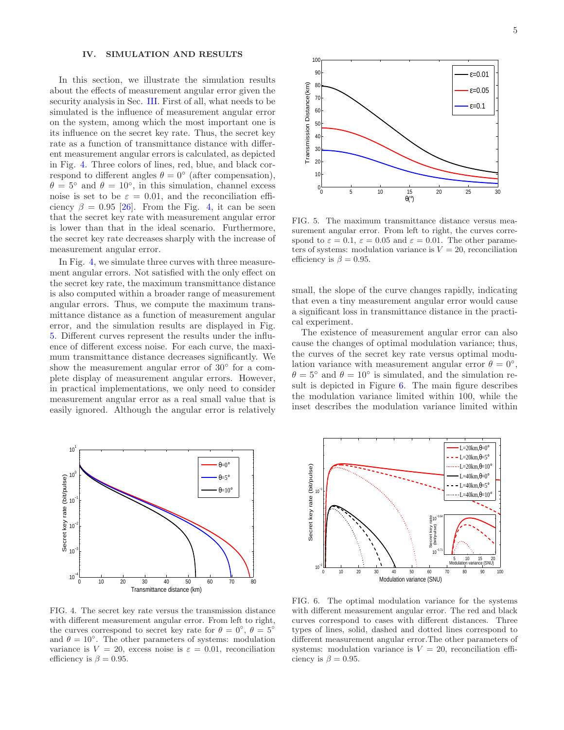## IV. SIMULATION AND RESULTS

In this section, we illustrate the simulation results about the effects of measurement angular error given the security analysis in Sec. III. First of all, what needs to be simulated is the influence of measurement angular error on the system, among which the most important one is its influence on the secret key rate. Thus, the secret key rate as a function of transmittance distance with different measurement angular errors is calculated, as depicted in Fig. 4. Three colors of lines, red, blue, and black correspond to different angles $\theta = 0^\circ$ (after compensation), $\theta = 5^\circ$ and $\theta = 10^\circ$, in this simulation, channel excess noise is set to be $\varepsilon = 0.01$, and the reconciliation efficiency $\beta = 0.95$ [26]. From the Fig. 4, it can be seen that the secret key rate with measurement angular error is lower than that in the ideal scenario. Furthermore, the secret key rate decreases sharply with the increase of measurement angular error.

In Fig. 4, we simulate three curves with three measurement angular errors. Not satisfied with the only effect on the secret key rate, the maximum transmittance distance is also computed within a broader range of measurement angular errors. Thus, we compute the maximum transmittance distance as a function of measurement angular error, and the simulation results are displayed in Fig. 5. Different curves represent the results under the influence of different excess noise. For each curve, the maximum transmittance distance decreases significantly. We show the measurement angular error of $30^\circ$ for a complete display of measurement angular errors. However, in practical implementations, we only need to consider measurement angular error as a real small value that is easily ignored. Although the angular error is relatively small, the slope of the curve changes rapidly, indicating that even a tiny measurement angular error would cause a significant loss in transmittance distance in the practical experiment.

FIG. 4. The secret key rate versus the transmission distance with different measurement angular error. From left to right, the curves correspond to secret key rate for $\theta = 0^\circ$, $\theta = 5^\circ$ and $\theta = 10^\circ$. The other parameters of systems: modulation variance is $V = 20$, excess noise is $\varepsilon = 0.01$, reconciliation efficiency is $\beta = 0.95$.

FIG. 5. The maximum transmittance distance versus measurement angular error. From left to right, the curves correspond to $\varepsilon = 0.1$, $\varepsilon = 0.05$ and $\varepsilon = 0.01$. The other parameters of systems: modulation variance is $V = 20$, reconciliation efficiency is $\beta = 0.95$.

The existence of measurement angular error can also cause the changes of optimal modulation variance; thus, the curves of the secret key rate versus optimal modulation variance with measurement angular error $\theta = 0^\circ$, $\theta = 5^\circ$ and $\theta = 10^\circ$ is simulated, and the simulation result is depicted in Figure 6. The main figure describes the modulation variance limited within 100, while the inset describes the modulation variance limited within

FIG. 6. The optimal modulation variance for the systems with different measurement angular error. The red and black curves correspond to cases with different distances. Three types of lines, solid, dashed and dotted lines correspond to different measurement angular error.The other parameters of systems: modulation variance is $V = 20$, reconciliation efficiency is $\beta = 0.95$.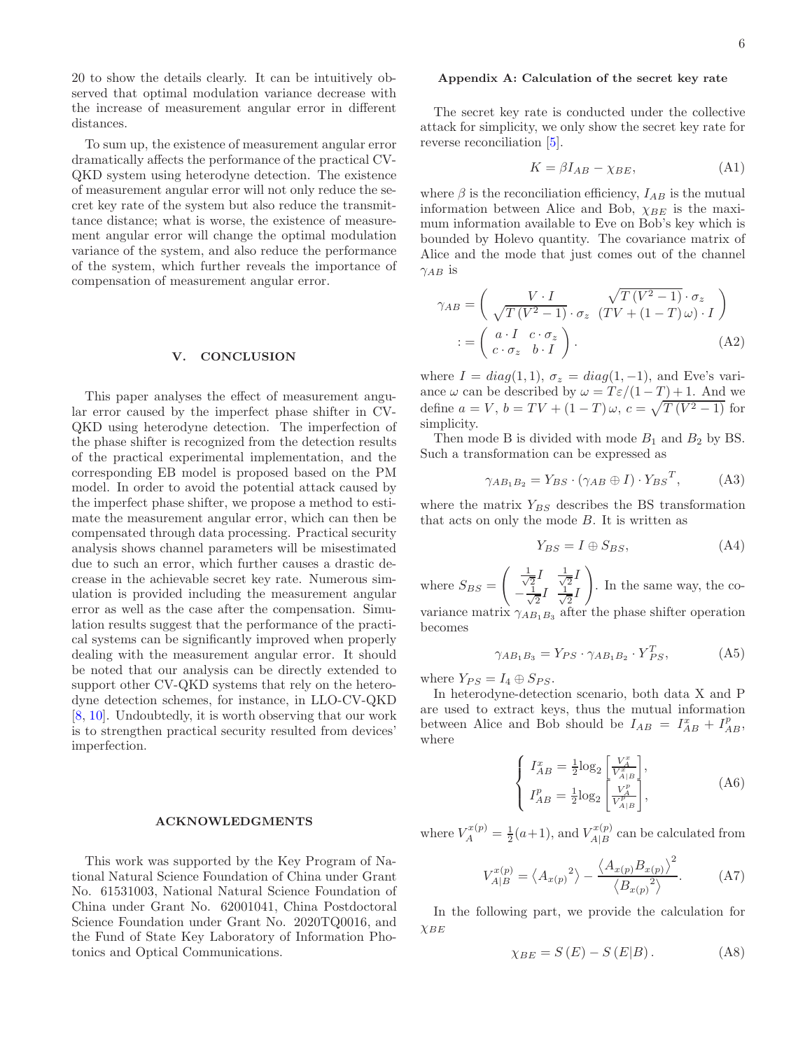20 to show the details clearly. It can be intuitively observed that optimal modulation variance decrease with the increase of measurement angular error in different distances.

To sum up, the existence of measurement angular error dramatically affects the performance of the practical CV-QKD system using heterodyne detection. The existence of measurement angular error will not only reduce the secret key rate of the system but also reduce the transmittance distance; what is worse, the existence of measurement angular error will change the optimal modulation variance of the system, and also reduce the performance of the system, which further reveals the importance of compensation of measurement angular error.

## V. CONCLUSION

This paper analyses the effect of measurement angular error caused by the imperfect phase shifter in CV-QKD using heterodyne detection. The imperfection of the phase shifter is recognized from the detection results of the practical experimental implementation, and the corresponding EB model is proposed based on the PM model. In order to avoid the potential attack caused by the imperfect phase shifter, we propose a method to estimate the measurement angular error, which can then be compensated through data processing. Practical security analysis shows channel parameters will be misestimated due to such an error, which further causes a drastic decrease in the achievable secret key rate. Numerous simulation is provided including the measurement angular error as well as the case after the compensation. Simulation results suggest that the performance of the practical systems can be significantly improved when properly dealing with the measurement angular error. It should be noted that our analysis can be directly extended to support other CV-QKD systems that rely on the heterodyne detection schemes, for instance, in LLO-CV-QKD [8, 10]. Undoubtedly, it is worth observing that our work is to strengthen practical security resulted from devices' imperfection.

## ACKNOWLEDGMENTS

This work was supported by the Key Program of National Natural Science Foundation of China under Grant No. 61531003, National Natural Science Foundation of China under Grant No. 62001041, China Postdoctoral Science Foundation under Grant No. 2020TQ0016, and the Fund of State Key Laboratory of Information Photonics and Optical Communications.

### Appendix A: Calculation of the secret key rate

The secret key rate is conducted under the collective attack for simplicity, we only show the secret key rate for reverse reconciliation [5].

$$K = \beta I_{AB} - \chi_{BE}, \tag{A1}$$

where $\beta$ is the reconciliation efficiency, $I_{AB}$ is the mutual information between Alice and Bob, $\chi_{BE}$ is the maximum information available to Eve on Bob's key which is bounded by Holevo quantity. The covariance matrix of Alice and the mode that just comes out of the channel $\gamma_{AB}$ is

$$\begin{aligned}\gamma_{AB} &= \begin{pmatrix} V\cdot I & \sqrt{T\left(V^2-1\right)}\cdot\sigma_z \\ \sqrt{T\left(V^2-1\right)}\cdot\sigma_z & \left(TV+(1-T)\,\omega\right)\cdot I\end{pmatrix} \\ &:= \begin{pmatrix} a\cdot I & c\cdot\sigma_z \\ c\cdot\sigma_z & b\cdot I\end{pmatrix}.\end{aligned} \tag{A2}$$

where $I = diag(1,1)$, $\sigma_z = diag(1,-1)$, and Eve's variance $\omega$ can be described by $\omega = T\varepsilon/(1-T)+1$. And we define $a = V$, $b = TV + (1-T)\,\omega$, $c = \sqrt{T\left(V^2-1\right)}$ for simplicity.

Then mode B is divided with mode $B_1$ and $B_2$ by BS. Such a transformation can be expressed as

$$\gamma_{AB_1B_2} = Y_{BS}\cdot(\gamma_{AB}\oplus I)\cdot {Y_{BS}}^T, \tag{A3}$$

where the matrix $Y_{BS}$ describes the BS transformation that acts on only the mode $B$. It is written as

$$Y_{BS} = I \oplus S_{BS}, \tag{A4}$$

where $S_{BS} = \begin{pmatrix} \frac{1}{\sqrt{2}}I & \frac{1}{\sqrt{2}}I \\ -\frac{1}{\sqrt{2}}I & \frac{1}{\sqrt{2}}I\end{pmatrix}$. In the same way, the covariance matrix $\gamma_{AB_1B_3}$ after the phase shifter operation becomes

$$\gamma_{AB_1B_3} = Y_{PS}\cdot\gamma_{AB_1B_2}\cdot Y_{PS}^T, \tag{A5}$$

where $Y_{PS} = I_4 \oplus S_{PS}$.

In heterodyne-detection scenario, both data X and P are used to extract keys, thus the mutual information between Alice and Bob should be $I_{AB} = I_{AB}^x + I_{AB}^p$, where

$$\begin{cases} I_{AB}^x = \frac{1}{2}\log_2\left[\frac{V_A^x}{V_{A|B}^x}\right], \\ I_{AB}^p = \frac{1}{2}\log_2\left[\frac{V_A^p}{V_{A|B}^p}\right], \end{cases} \tag{A6}$$

where $V_A^{x(p)} = \frac{1}{2}(a+1)$, and $V_{A|B}^{x(p)}$ can be calculated from

$$V_{A|B}^{x(p)} = \left\langle {A_{x(p)}}^2\right\rangle - \frac{\left\langle A_{x(p)}B_{x(p)}\right\rangle^2}{\left\langle {B_{x(p)}}^2\right\rangle}. \tag{A7}$$

In the following part, we provide the calculation for $\chi_{BE}$

$$\chi_{BE} = S\left(E\right) - S\left(E|B\right). \tag{A8}$$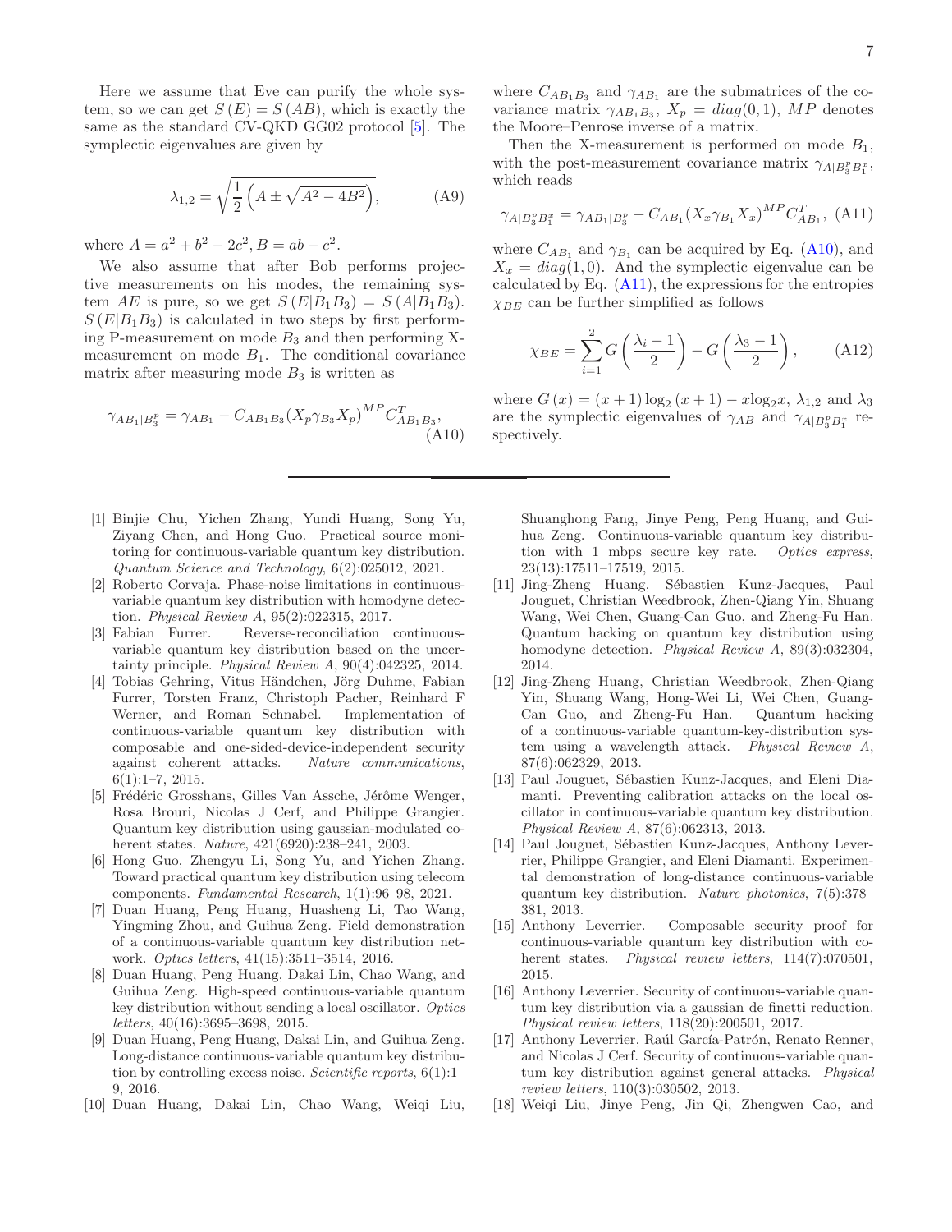Here we assume that Eve can purify the whole system, so we can get $S(E) = S(AB)$, which is exactly the same as the standard CV-QKD GG02 protocol [5]. The symplectic eigenvalues are given by

$$\lambda_{1,2} = \sqrt{\frac{1}{2}\left(A \pm \sqrt{A^2 - 4B^2}\right)}, \tag{A9}$$

where $A = a^2 + b^2 - 2c^2, B = ab - c^2$.

We also assume that after Bob performs projective measurements on his modes, the remaining system $AE$ is pure, so we get $S(E|B_1B_3) = S(A|B_1B_3)$. $S(E|B_1B_3)$ is calculated in two steps by first performing P-measurement on mode $B_3$ and then performing X-measurement on mode $B_1$. The conditional covariance matrix after measuring mode $B_3$ is written as

$$\gamma_{AB_1|B_3^p} = \gamma_{AB_1} - C_{AB_1B_3}(X_p\gamma_{B_3}X_p)^{MP}C_{AB_1B_3}^T, \tag{A10}$$

where $C_{AB_1B_3}$ and $\gamma_{AB_1}$ are the submatrices of the covariance matrix $\gamma_{AB_1B_3}$, $X_p = diag(0,1)$, $MP$ denotes the Moore–Penrose inverse of a matrix.

Then the X-measurement is performed on mode $B_1$, with the post-measurement covariance matrix $\gamma_{A|B_3^pB_1^x}$, which reads

$$\gamma_{A|B_3^pB_1^x} = \gamma_{AB_1|B_3^p} - C_{AB_1}(X_x\gamma_{B_1}X_x)^{MP}C_{AB_1}^T, \tag{A11}$$

where $C_{AB_1}$ and $\gamma_{B_1}$ can be acquired by Eq. (A10), and $X_x = diag(1,0)$. And the symplectic eigenvalue can be calculated by Eq. (A11), the expressions for the entropies $\chi_{BE}$ can be further simplified as follows

$$\chi_{BE} = \sum_{i=1}^{2} G\left(\frac{\lambda_i - 1}{2}\right) - G\left(\frac{\lambda_3 - 1}{2}\right), \tag{A12}$$

where $G(x) = (x+1)\log_2(x+1) - x\log_2 x$, $\lambda_{1,2}$ and $\lambda_3$ are the symplectic eigenvalues of $\gamma_{AB}$ and $\gamma_{A|B_3^pB_1^x}$ respectively.

---

[1] Binjie Chu, Yichen Zhang, Yundi Huang, Song Yu, Ziyang Chen, and Hong Guo. Practical source monitoring for continuous-variable quantum key distribution. *Quantum Science and Technology*, 6(2):025012, 2021.

[2] Roberto Corvaja. Phase-noise limitations in continuous-variable quantum key distribution with homodyne detection. *Physical Review A*, 95(2):022315, 2017.

[3] Fabian Furrer. Reverse-reconciliation continuous-variable quantum key distribution based on the uncertainty principle. *Physical Review A*, 90(4):042325, 2014.

[4] Tobias Gehring, Vitus Händchen, Jörg Duhme, Fabian Furrer, Torsten Franz, Christoph Pacher, Reinhard F Werner, and Roman Schnabel. Implementation of continuous-variable quantum key distribution with composable and one-sided-device-independent security against coherent attacks. *Nature communications*, 6(1):1–7, 2015.

[5] Frédéric Grosshans, Gilles Van Assche, Jérôme Wenger, Rosa Brouri, Nicolas J Cerf, and Philippe Grangier. Quantum key distribution using gaussian-modulated coherent states. *Nature*, 421(6920):238–241, 2003.

[6] Hong Guo, Zhengyu Li, Song Yu, and Yichen Zhang. Toward practical quantum key distribution using telecom components. *Fundamental Research*, 1(1):96–98, 2021.

[7] Duan Huang, Peng Huang, Huasheng Li, Tao Wang, Yingming Zhou, and Guihua Zeng. Field demonstration of a continuous-variable quantum key distribution network. *Optics letters*, 41(15):3511–3514, 2016.

[8] Duan Huang, Peng Huang, Dakai Lin, Chao Wang, and Guihua Zeng. High-speed continuous-variable quantum key distribution without sending a local oscillator. *Optics letters*, 40(16):3695–3698, 2015.

[9] Duan Huang, Peng Huang, Dakai Lin, and Guihua Zeng. Long-distance continuous-variable quantum key distribution by controlling excess noise. *Scientific reports*, 6(1):1–9, 2016.

[10] Duan Huang, Dakai Lin, Chao Wang, Weiqi Liu, Shuanghong Fang, Jinye Peng, Peng Huang, and Guihua Zeng. Continuous-variable quantum key distribution with 1 mbps secure key rate. *Optics express*, 23(13):17511–17519, 2015.

[11] Jing-Zheng Huang, Sébastien Kunz-Jacques, Paul Jouguet, Christian Weedbrook, Zhen-Qiang Yin, Shuang Wang, Wei Chen, Guang-Can Guo, and Zheng-Fu Han. Quantum hacking on quantum key distribution using homodyne detection. *Physical Review A*, 89(3):032304, 2014.

[12] Jing-Zheng Huang, Christian Weedbrook, Zhen-Qiang Yin, Shuang Wang, Hong-Wei Li, Wei Chen, Guang-Can Guo, and Zheng-Fu Han. Quantum hacking of a continuous-variable quantum-key-distribution system using a wavelength attack. *Physical Review A*, 87(6):062329, 2013.

[13] Paul Jouguet, Sébastien Kunz-Jacques, and Eleni Diamanti. Preventing calibration attacks on the local oscillator in continuous-variable quantum key distribution. *Physical Review A*, 87(6):062313, 2013.

[14] Paul Jouguet, Sébastien Kunz-Jacques, Anthony Leverrier, Philippe Grangier, and Eleni Diamanti. Experimental demonstration of long-distance continuous-variable quantum key distribution. *Nature photonics*, 7(5):378–381, 2013.

[15] Anthony Leverrier. Composable security proof for continuous-variable quantum key distribution with coherent states. *Physical review letters*, 114(7):070501, 2015.

[16] Anthony Leverrier. Security of continuous-variable quantum key distribution via a gaussian de finetti reduction. *Physical review letters*, 118(20):200501, 2017.

[17] Anthony Leverrier, Raúl García-Patrón, Renato Renner, and Nicolas J Cerf. Security of continuous-variable quantum key distribution against general attacks. *Physical review letters*, 110(3):030502, 2013.

[18] Weiqi Liu, Jinye Peng, Jin Qi, Zhengwen Cao, and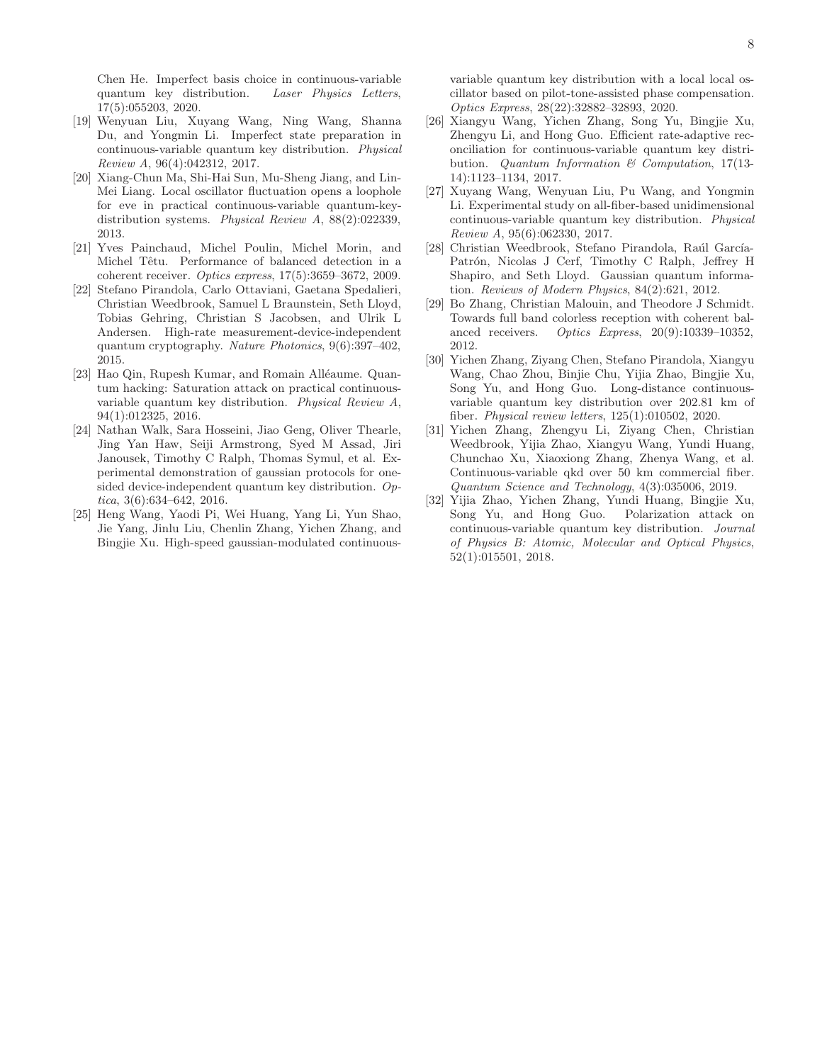Chen He. Imperfect basis choice in continuous-variable quantum key distribution. *Laser Physics Letters*, 17(5):055203, 2020.

[19] Wenyuan Liu, Xuyang Wang, Ning Wang, Shanna Du, and Yongmin Li. Imperfect state preparation in continuous-variable quantum key distribution. *Physical Review A*, 96(4):042312, 2017.

[20] Xiang-Chun Ma, Shi-Hai Sun, Mu-Sheng Jiang, and Lin-Mei Liang. Local oscillator fluctuation opens a loophole for eve in practical continuous-variable quantum-key-distribution systems. *Physical Review A*, 88(2):022339, 2013.

[21] Yves Painchaud, Michel Poulin, Michel Morin, and Michel Têtu. Performance of balanced detection in a coherent receiver. *Optics express*, 17(5):3659–3672, 2009.

[22] Stefano Pirandola, Carlo Ottaviani, Gaetana Spedalieri, Christian Weedbrook, Samuel L Braunstein, Seth Lloyd, Tobias Gehring, Christian S Jacobsen, and Ulrik L Andersen. High-rate measurement-device-independent quantum cryptography. *Nature Photonics*, 9(6):397–402, 2015.

[23] Hao Qin, Rupesh Kumar, and Romain Alléaume. Quantum hacking: Saturation attack on practical continuous-variable quantum key distribution. *Physical Review A*, 94(1):012325, 2016.

[24] Nathan Walk, Sara Hosseini, Jiao Geng, Oliver Thearle, Jing Yan Haw, Seiji Armstrong, Syed M Assad, Jiri Janousek, Timothy C Ralph, Thomas Symul, et al. Experimental demonstration of gaussian protocols for one-sided device-independent quantum key distribution. *Optica*, 3(6):634–642, 2016.

[25] Heng Wang, Yaodi Pi, Wei Huang, Yang Li, Yun Shao, Jie Yang, Jinlu Liu, Chenlin Zhang, Yichen Zhang, and Bingjie Xu. High-speed gaussian-modulated continuous-variable quantum key distribution with a local local oscillator based on pilot-tone-assisted phase compensation. *Optics Express*, 28(22):32882–32893, 2020.

[26] Xiangyu Wang, Yichen Zhang, Song Yu, Bingjie Xu, Zhengyu Li, and Hong Guo. Efficient rate-adaptive reconciliation for continuous-variable quantum key distribution. *Quantum Information & Computation*, 17(13-14):1123–1134, 2017.

[27] Xuyang Wang, Wenyuan Liu, Pu Wang, and Yongmin Li. Experimental study on all-fiber-based unidimensional continuous-variable quantum key distribution. *Physical Review A*, 95(6):062330, 2017.

[28] Christian Weedbrook, Stefano Pirandola, Raúl García-Patrón, Nicolas J Cerf, Timothy C Ralph, Jeffrey H Shapiro, and Seth Lloyd. Gaussian quantum information. *Reviews of Modern Physics*, 84(2):621, 2012.

[29] Bo Zhang, Christian Malouin, and Theodore J Schmidt. Towards full band colorless reception with coherent balanced receivers. *Optics Express*, 20(9):10339–10352, 2012.

[30] Yichen Zhang, Ziyang Chen, Stefano Pirandola, Xiangyu Wang, Chao Zhou, Binjie Chu, Yijia Zhao, Bingjie Xu, Song Yu, and Hong Guo. Long-distance continuous-variable quantum key distribution over 202.81 km of fiber. *Physical review letters*, 125(1):010502, 2020.

[31] Yichen Zhang, Zhengyu Li, Ziyang Chen, Christian Weedbrook, Yijia Zhao, Xiangyu Wang, Yundi Huang, Chunchao Xu, Xiaoxiong Zhang, Zhenya Wang, et al. Continuous-variable qkd over 50 km commercial fiber. *Quantum Science and Technology*, 4(3):035006, 2019.

[32] Yijia Zhao, Yichen Zhang, Yundi Huang, Bingjie Xu, Song Yu, and Hong Guo. Polarization attack on continuous-variable quantum key distribution. *Journal of Physics B: Atomic, Molecular and Optical Physics*, 52(1):015501, 2018.